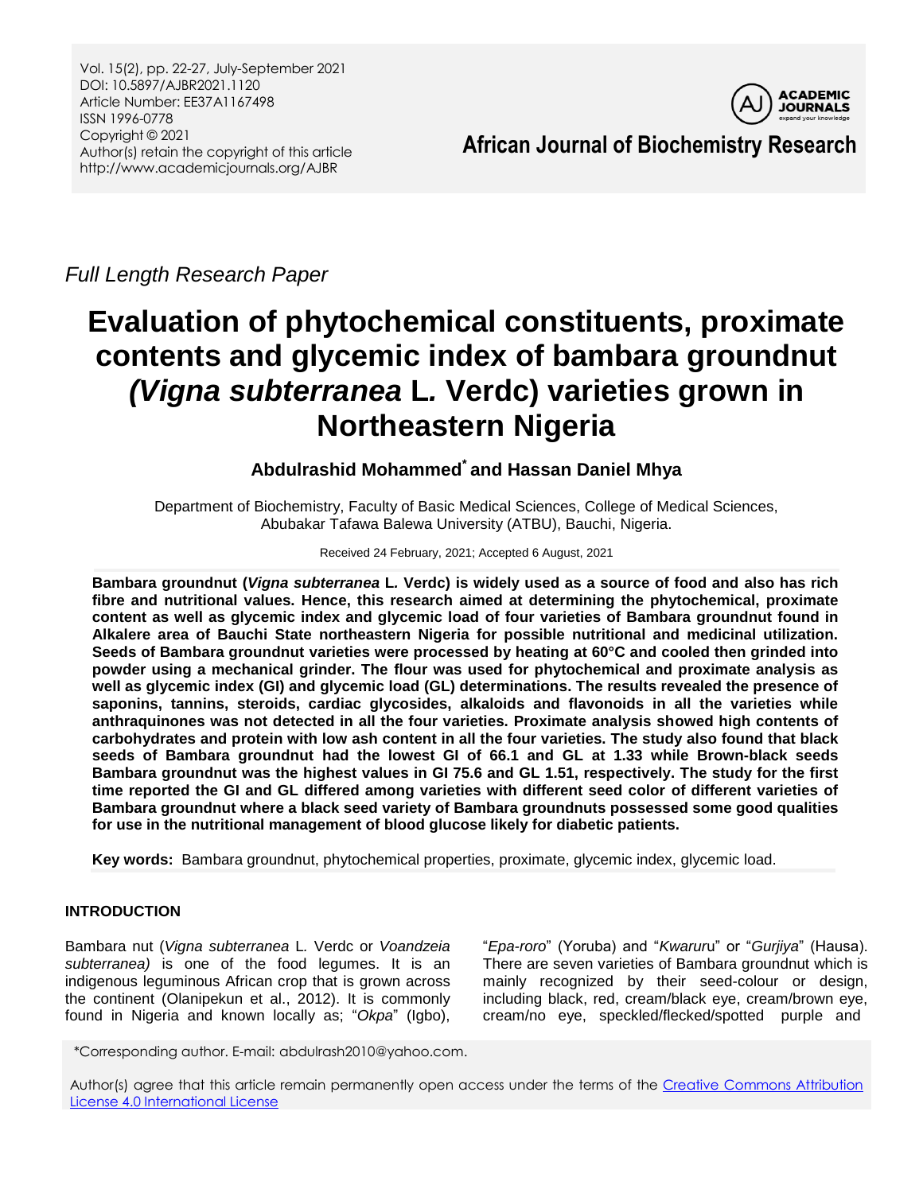Full Length Research Paper

# Evaluation of phytochemical constituents, proximate contents and glycemic index of bambara groundnut *(Vigna subterranea* L. Verdc) varieties grown in Northeastern Nigeria

**Abdulrashid Mohammed* and Hassan Daniel Mhya**

Department of Biochemistry, Faculty of Basic Medical Sciences, College of Medical Sciences, Abubakar Tafawa Balewa University (ATBU), Bauchi, Nigeria.

Received 24 February, 2021; Accepted 6 August, 2021

**Bambara groundnut (*Vigna subterranea* L. Verdc) is widely used as a source of food and also has rich fibre and nutritional values. Hence, this research aimed at determining the phytochemical, proximate content as well as glycemic index and glycemic load of four varieties of Bambara groundnut found in Alkalere area of Bauchi State northeastern Nigeria for possible nutritional and medicinal utilization. Seeds of Bambara groundnut varieties were processed by heating at 60°C and cooled then grinded into powder using a mechanical grinder. The flour was used for phytochemical and proximate analysis as well as glycemic index (GI) and glycemic load (GL) determinations. The results revealed the presence of saponins, tannins, steroids, cardiac glycosides, alkaloids and flavonoids in all the varieties while anthraquinones was not detected in all the four varieties. Proximate analysis showed high contents of carbohydrates and protein with low ash content in all the four varieties. The study also found that black seeds of Bambara groundnut had the lowest GI of 66.1 and GL at 1.33 while Brown-black seeds Bambara groundnut was the highest values in GI 75.6 and GL 1.51, respectively. The study for the first time reported the GI and GL differed among varieties with different seed color of different varieties of Bambara groundnut where a black seed variety of Bambara groundnuts possessed some good qualities for use in the nutritional management of blood glucose likely for diabetic patients.**

**Key words:** Bambara groundnut, phytochemical properties, proximate, glycemic index, glycemic load.

## INTRODUCTION

Bambara nut (*Vigna subterranea* L. Verdc or *Voandzeia subterranea)* is one of the food legumes. It is an indigenous leguminous African crop that is grown across the continent (Olanipekun et al., 2012). It is commonly found in Nigeria and known locally as; "*Okpa*" (Igbo), "*Epa-roro*" (Yoruba) and "*Kwaruru*" or "*Gurjiya*" (Hausa). There are seven varieties of Bambara groundnut which is mainly recognized by their seed-colour or design, including black, red, cream/black eye, cream/brown eye, cream/no eye, speckled/flecked/spotted purple and

*Corresponding author. E-mail: abdulrash2010@yahoo.com.

Author(s) agree that this article remain permanently open access under the terms of the Creative Commons Attribution License 4.0 International License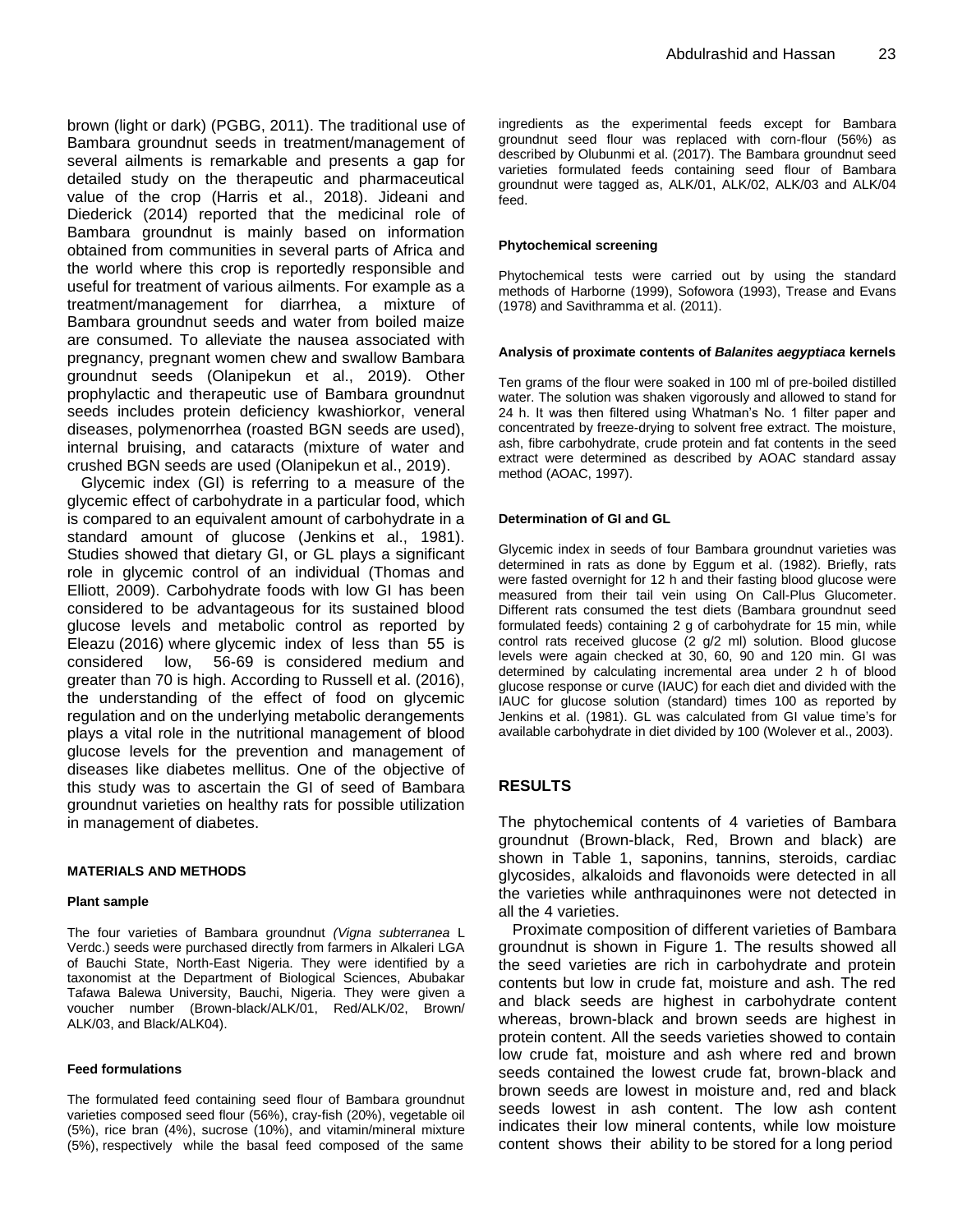brown (light or dark) (PGBG, 2011). The traditional use of Bambara groundnut seeds in treatment/management of several ailments is remarkable and presents a gap for detailed study on the therapeutic and pharmaceutical value of the crop (Harris et al., 2018). Jideani and Diederick (2014) reported that the medicinal role of Bambara groundnut is mainly based on information obtained from communities in several parts of Africa and the world where this crop is reportedly responsible and useful for treatment of various ailments. For example as a treatment/management for diarrhea, a mixture of Bambara groundnut seeds and water from boiled maize are consumed. To alleviate the nausea associated with pregnancy, pregnant women chew and swallow Bambara groundnut seeds (Olanipekun et al., 2019). Other prophylactic and therapeutic use of Bambara groundnut seeds includes protein deficiency kwashiorkor, veneral diseases, polymenorrhea (roasted BGN seeds are used), internal bruising, and cataracts (mixture of water and crushed BGN seeds are used (Olanipekun et al., 2019).

Glycemic index (GI) is referring to a measure of the glycemic effect of carbohydrate in a particular food, which is compared to an equivalent amount of carbohydrate in a standard amount of glucose (Jenkins et al., 1981). Studies showed that dietary GI, or GL plays a significant role in glycemic control of an individual (Thomas and Elliott, 2009). Carbohydrate foods with low GI has been considered to be advantageous for its sustained blood glucose levels and metabolic control as reported by Eleazu (2016) where glycemic index of less than 55 is considered low, 56-69 is considered medium and greater than 70 is high. According to Russell et al. (2016), the understanding of the effect of food on glycemic regulation and on the underlying metabolic derangements plays a vital role in the nutritional management of blood glucose levels for the prevention and management of diseases like diabetes mellitus. One of the objective of this study was to ascertain the GI of seed of Bambara groundnut varieties on healthy rats for possible utilization in management of diabetes.

## MATERIALS AND METHODS

### Plant sample

The four varieties of Bambara groundnut *(Vigna subterranea* L Verdc.) seeds were purchased directly from farmers in Alkaleri LGA of Bauchi State, North-East Nigeria. They were identified by a taxonomist at the Department of Biological Sciences, Abubakar Tafawa Balewa University, Bauchi, Nigeria. They were given a voucher number (Brown-black/ALK/01, Red/ALK/02, Brown/ ALK/03, and Black/ALK04).

### Feed formulations

The formulated feed containing seed flour of Bambara groundnut varieties composed seed flour (56%), cray-fish (20%), vegetable oil (5%), rice bran (4%), sucrose (10%), and vitamin/mineral mixture (5%), respectively while the basal feed composed of the same ingredients as the experimental feeds except for Bambara groundnut seed flour was replaced with corn-flour (56%) as described by Olubunmi et al. (2017). The Bambara groundnut seed varieties formulated feeds containing seed flour of Bambara groundnut were tagged as, ALK/01, ALK/02, ALK/03 and ALK/04 feed.

### Phytochemical screening

Phytochemical tests were carried out by using the standard methods of Harborne (1999), Sofowora (1993), Trease and Evans (1978) and Savithramma et al. (2011).

### Analysis of proximate contents of *Balanites aegyptiaca* kernels

Ten grams of the flour were soaked in 100 ml of pre-boiled distilled water. The solution was shaken vigorously and allowed to stand for 24 h. It was then filtered using Whatman's No. 1 filter paper and concentrated by freeze-drying to solvent free extract. The moisture, ash, fibre carbohydrate, crude protein and fat contents in the seed extract were determined as described by AOAC standard assay method (AOAC, 1997).

### Determination of GI and GL

Glycemic index in seeds of four Bambara groundnut varieties was determined in rats as done by Eggum et al. (1982). Briefly, rats were fasted overnight for 12 h and their fasting blood glucose were measured from their tail vein using On Call-Plus Glucometer. Different rats consumed the test diets (Bambara groundnut seed formulated feeds) containing 2 g of carbohydrate for 15 min, while control rats received glucose (2 g/2 ml) solution. Blood glucose levels were again checked at 30, 60, 90 and 120 min. GI was determined by calculating incremental area under 2 h of blood glucose response or curve (IAUC) for each diet and divided with the IAUC for glucose solution (standard) times 100 as reported by Jenkins et al. (1981). GL was calculated from GI value time's for available carbohydrate in diet divided by 100 (Wolever et al., 2003).

## RESULTS

The phytochemical contents of 4 varieties of Bambara groundnut (Brown-black, Red, Brown and black) are shown in Table 1, saponins, tannins, steroids, cardiac glycosides, alkaloids and flavonoids were detected in all the varieties while anthraquinones were not detected in all the 4 varieties.

Proximate composition of different varieties of Bambara groundnut is shown in Figure 1. The results showed all the seed varieties are rich in carbohydrate and protein contents but low in crude fat, moisture and ash. The red and black seeds are highest in carbohydrate content whereas, brown-black and brown seeds are highest in protein content. All the seeds varieties showed to contain low crude fat, moisture and ash where red and brown seeds contained the lowest crude fat, brown-black and brown seeds are lowest in moisture and, red and black seeds lowest in ash content. The low ash content indicates their low mineral contents, while low moisture content shows their ability to be stored for a long period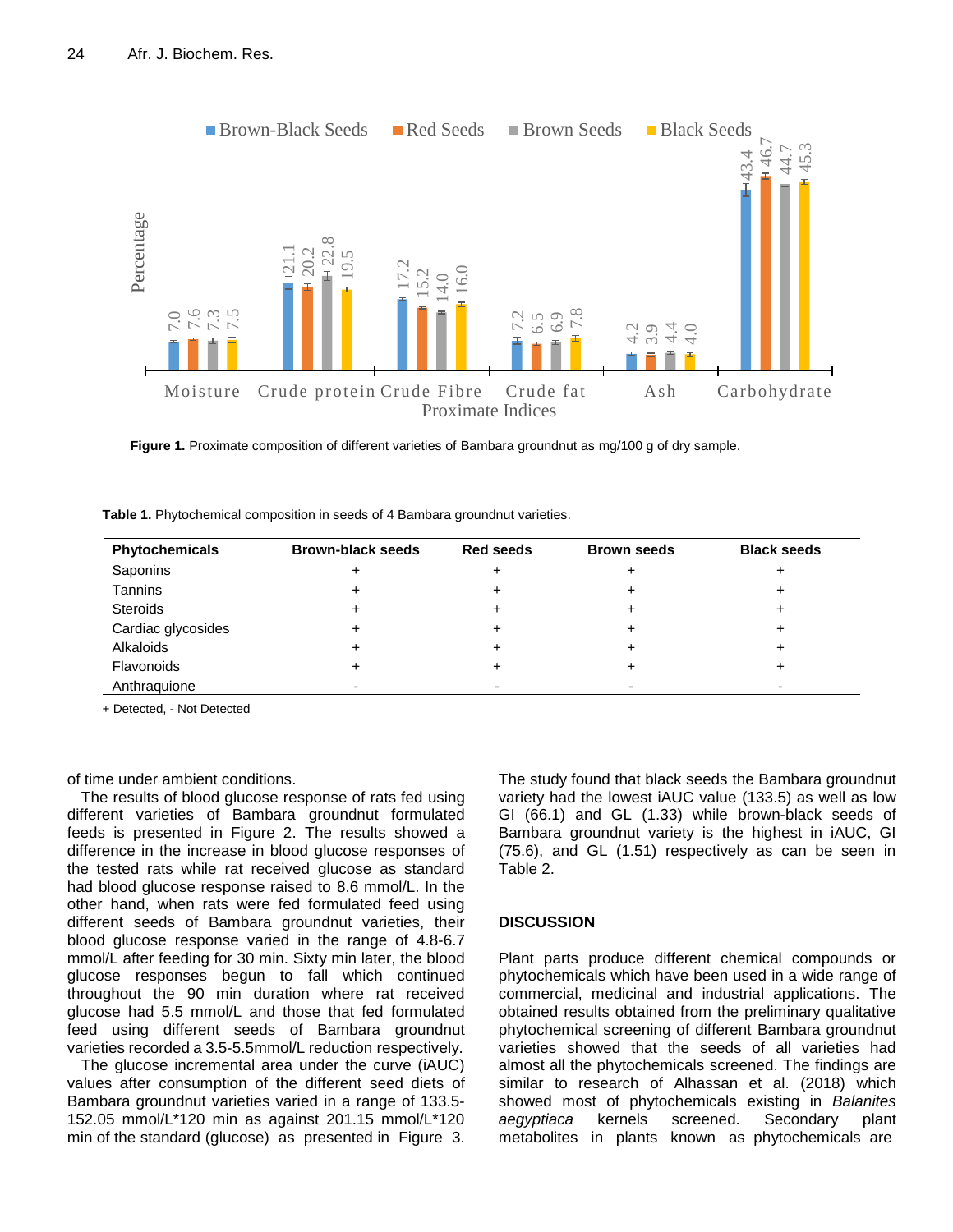**Figure 1.** Proximate composition of different varieties of Bambara groundnut as mg/100 g of dry sample.

**Table 1.** Phytochemical composition in seeds of 4 Bambara groundnut varieties.

| Phytochemicals | Brown-black seeds | Red seeds | Brown seeds | Black seeds |
|---|---|---|---|---|
| Saponins | + | + | + | + |
| Tannins | + | + | + | + |
| Steroids | + | + | + | + |
| Cardiac glycosides | + | + | + | + |
| Alkaloids | + | + | + | + |
| Flavonoids | + | + | + | + |
| Anthraquione | - | - | - | - |

+ Detected, - Not Detected

of time under ambient conditions.

The results of blood glucose response of rats fed using different varieties of Bambara groundnut formulated feeds is presented in Figure 2. The results showed a difference in the increase in blood glucose responses of the tested rats while rat received glucose as standard had blood glucose response raised to 8.6 mmol/L. In the other hand, when rats were fed formulated feed using different seeds of Bambara groundnut varieties, their blood glucose response varied in the range of 4.8-6.7 mmol/L after feeding for 30 min. Sixty min later, the blood glucose responses begun to fall which continued throughout the 90 min duration where rat received glucose had 5.5 mmol/L and those that fed formulated feed using different seeds of Bambara groundnut varieties recorded a 3.5-5.5mmol/L reduction respectively.

The glucose incremental area under the curve (iAUC) values after consumption of the different seed diets of Bambara groundnut varieties varied in a range of 133.5-152.05 mmol/L*120 min as against 201.15 mmol/L*120 min of the standard (glucose) as presented in Figure 3. The study found that black seeds the Bambara groundnut variety had the lowest iAUC value (133.5) as well as low GI (66.1) and GL (1.33) while brown-black seeds of Bambara groundnut variety is the highest in iAUC, GI (75.6), and GL (1.51) respectively as can be seen in Table 2.

## DISCUSSION

Plant parts produce different chemical compounds or phytochemicals which have been used in a wide range of commercial, medicinal and industrial applications. The obtained results obtained from the preliminary qualitative phytochemical screening of different Bambara groundnut varieties showed that the seeds of all varieties had almost all the phytochemicals screened. The findings are similar to research of Alhassan et al. (2018) which showed most of phytochemicals existing in *Balanites aegyptiaca* kernels screened. Secondary plant metabolites in plants known as phytochemicals are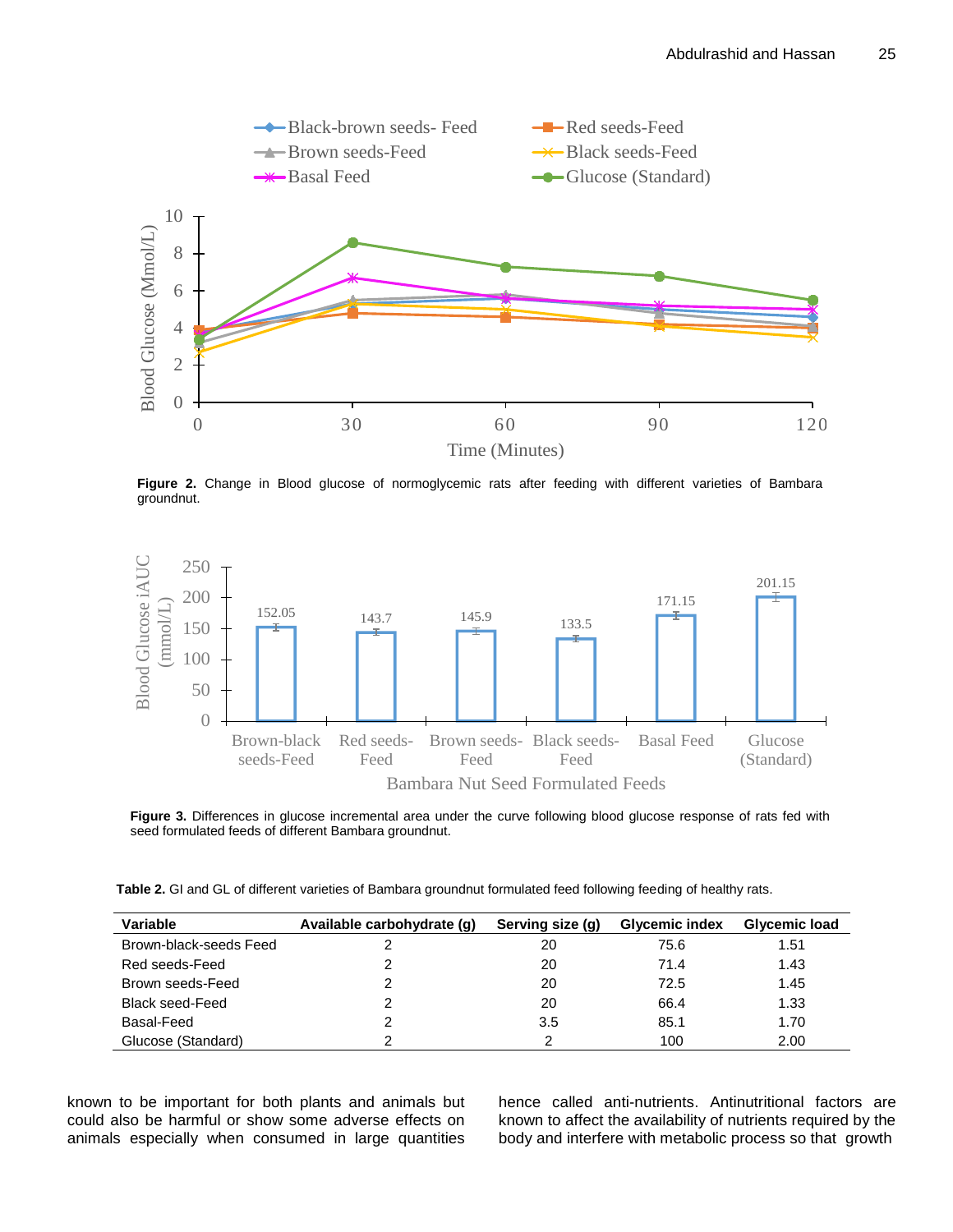**Figure 2.** Change in Blood glucose of normoglycemic rats after feeding with different varieties of Bambara groundnut.

**Figure 3.** Differences in glucose incremental area under the curve following blood glucose response of rats fed with seed formulated feeds of different Bambara groundnut.

**Table 2.** GI and GL of different varieties of Bambara groundnut formulated feed following feeding of healthy rats.

| Variable | Available carbohydrate (g) | Serving size (g) | Glycemic index | Glycemic load |
|---|---|---|---|---|
| Brown-black-seeds Feed | 2 | 20 | 75.6 | 1.51 |
| Red seeds-Feed | 2 | 20 | 71.4 | 1.43 |
| Brown seeds-Feed | 2 | 20 | 72.5 | 1.45 |
| Black seed-Feed | 2 | 20 | 66.4 | 1.33 |
| Basal-Feed | 2 | 3.5 | 85.1 | 1.70 |
| Glucose (Standard) | 2 | 2 | 100 | 2.00 |

known to be important for both plants and animals but could also be harmful or show some adverse effects on animals especially when consumed in large quantities hence called anti-nutrients. Antinutritional factors are known to affect the availability of nutrients required by the body and interfere with metabolic process so that growth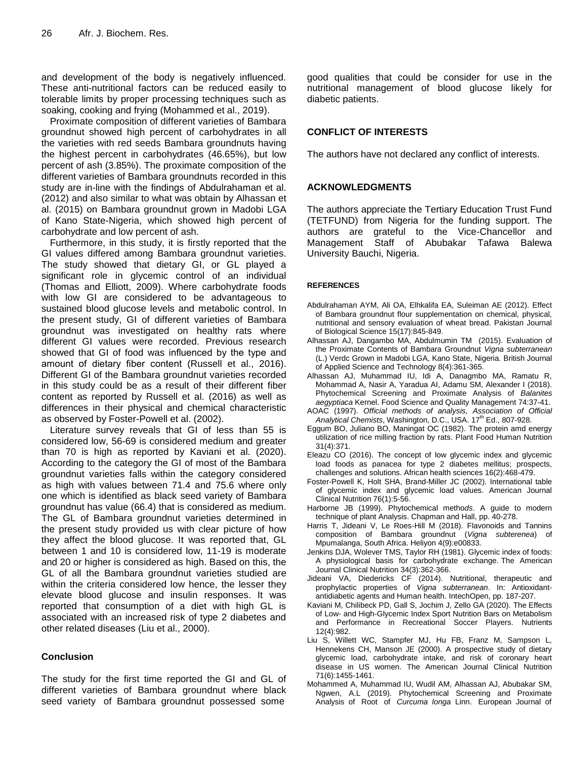and development of the body is negatively influenced. These anti-nutritional factors can be reduced easily to tolerable limits by proper processing techniques such as soaking, cooking and frying (Mohammed et al., 2019).

Proximate composition of different varieties of Bambara groundnut showed high percent of carbohydrates in all the varieties with red seeds Bambara groundnuts having the highest percent in carbohydrates (46.65%), but low percent of ash (3.85%). The proximate composition of the different varieties of Bambara groundnuts recorded in this study are in-line with the findings of Abdulrahaman et al. (2012) and also similar to what was obtain by Alhassan et al. (2015) on Bambara groundnut grown in Madobi LGA of Kano State-Nigeria, which showed high percent of carbohydrate and low percent of ash.

Furthermore, in this study, it is firstly reported that the GI values differed among Bambara groundnut varieties. The study showed that dietary GI, or GL played a significant role in glycemic control of an individual (Thomas and Elliott, 2009). Where carbohydrate foods with low GI are considered to be advantageous to sustained blood glucose levels and metabolic control. In the present study, GI of different varieties of Bambara groundnut was investigated on healthy rats where different GI values were recorded. Previous research showed that GI of food was influenced by the type and amount of dietary fiber content (Russell et al., 2016). Different GI of the Bambara groundnut varieties recorded in this study could be as a result of their different fiber content as reported by Russell et al. (2016) as well as differences in their physical and chemical characteristic as observed by Foster-Powell et al. (2002).

Literature survey reveals that GI of less than 55 is considered low, 56-69 is considered medium and greater than 70 is high as reported by Kaviani et al. (2020). According to the category the GI of most of the Bambara groundnut varieties falls within the category considered as high with values between 71.4 and 75.6 where only one which is identified as black seed variety of Bambara groundnut has value (66.4) that is considered as medium. The GL of Bambara groundnut varieties determined in the present study provided us with clear picture of how they affect the blood glucose. It was reported that, GL between 1 and 10 is considered low, 11-19 is moderate and 20 or higher is considered as high. Based on this, the GL of all the Bambara groundnut varieties studied are within the criteria considered low hence, the lesser they elevate blood glucose and insulin responses. It was reported that consumption of a diet with high GL is associated with an increased risk of type 2 diabetes and other related diseases (Liu et al., 2000).

## Conclusion

The study for the first time reported the GI and GL of different varieties of Bambara groundnut where black seed variety of Bambara groundnut possessed some good qualities that could be consider for use in the nutritional management of blood glucose likely for diabetic patients.

## CONFLICT OF INTERESTS

The authors have not declared any conflict of interests.

## ACKNOWLEDGMENTS

The authors appreciate the Tertiary Education Trust Fund (TETFUND) from Nigeria for the funding support. The authors are grateful to the Vice-Chancellor and Management Staff of Abubakar Tafawa Balewa University Bauchi, Nigeria.

## REFERENCES

Abdulrahaman AYM, Ali OA, Elhkalifa EA, Suleiman AE (2012). Effect of Bambara groundnut flour supplementation on chemical, physical, nutritional and sensory evaluation of wheat bread. Pakistan Journal of Biological Science 15(17):845-849.

Alhassan AJ, Dangambo MA, Abdulmumin TM (2015). Evaluation of the Proximate Contents of Bambara Groundnut *Vigna subterranean* (L.) Verdc Grown in Madobi LGA, Kano State, Nigeria. British Journal of Applied Science and Technology 8(4):361-365.

Alhassan AJ, Muhammad IU, Idi A, Danagmbo MA, Ramatu R, Mohammad A, Nasir A, Yaradua AI, Adamu SM, Alexander I (2018). Phytochemical Screening and Proximate Analysis of *Balanites aegyptiaca* Kernel. Food Science and Quality Management 74:37-41.

AOAC (1997). *Official methods of analysis, Association of Official Analytical Chemists*, Washington, D.C., USA. 17th Ed., 807-928.

Eggum BO, Juliano BO, Maningat OC (1982). The protein amd energy utilization of rice milling fraction by rats. Plant Food Human Nutrition 31(4):371.

Eleazu CO (2016). The concept of low glycemic index and glycemic load foods as panacea for type 2 diabetes mellitus; prospects, challenges and solutions. African health sciences 16(2):468-479.

Foster-Powell K, Holt SHA, Brand-Miller JC (2002). International table of glycemic index and glycemic load values. American Journal Clinical Nutrition 76(1):5-56.

Harborne JB (1999). Phytochemical meth*ods*. A guide to modern technique of plant Analysis. Chapman and Hall, pp. 40-278.

Harris T, Jideani V, Le Roes-Hill M (2018). Flavonoids and Tannins composition of Bambara groundnut (*Vigna subterenea*) of Mpumalanga, South Africa. Heliyon 4(9):e00833.

Jenkins DJA, Wolever TMS, Taylor RH (1981). Glycemic index of foods: A physiological basis for carbohydrate exchange. The American Journal Clinical Nutrition 34(3):362-366.

Jideani VA, Diedericks CF (2014). Nutritional, therapeutic and prophylactic properties of *Vigna subterranean*. In: Antioxidant-antidiabetic agents and Human health. IntechOpen, pp. 187-207.

Kaviani M, Chilibeck PD, Gall S, Jochim J, Zello GA (2020). The Effects of Low- and High-Glycemic Index Sport Nutrition Bars on Metabolism and Performance in Recreational Soccer Players. Nutrients 12(4):982.

Liu S, Willett WC, Stampfer MJ, Hu FB, Franz M, Sampson L, Hennekens CH, Manson JE (2000). A prospective study of dietary glycemic load, carbohydrate intake, and risk of coronary heart disease in US women. The American Journal Clinical Nutrition 71(6):1455-1461.

Mohammed A, Muhammad IU, Wudil AM, Alhassan AJ, Abubakar SM, Ngwen, A.L (2019). Phytochemical Screening and Proximate Analysis of Root of *Curcuma longa* Linn. European Journal of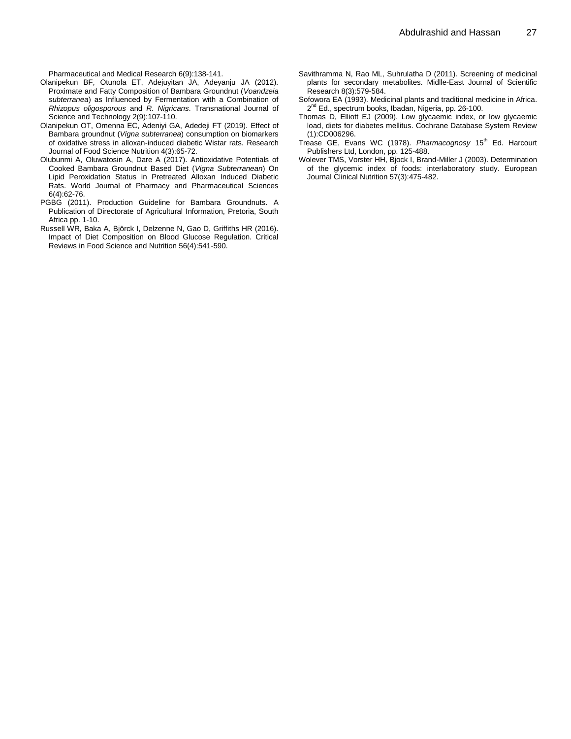Pharmaceutical and Medical Research 6(9):138-141.

Olanipekun BF, Otunola ET, Adejuyitan JA, Adeyanju JA (2012). Proximate and Fatty Composition of Bambara Groundnut (*Voandzeia subterranea*) as Influenced by Fermentation with a Combination of *Rhizopus oligosporous* and *R. Nigricans*. Transnational Journal of Science and Technology 2(9):107-110.

Olanipekun OT, Omenna EC, Adeniyi GA, Adedeji FT (2019). Effect of Bambara groundnut (*Vigna subterranea*) consumption on biomarkers of oxidative stress in alloxan-induced diabetic Wistar rats. Research Journal of Food Science Nutrition 4(3):65-72.

Olubunmi A, Oluwatosin A, Dare A (2017). Antioxidative Potentials of Cooked Bambara Groundnut Based Diet (*Vigna Subterranean*) On Lipid Peroxidation Status in Pretreated Alloxan Induced Diabetic Rats. World Journal of Pharmacy and Pharmaceutical Sciences 6(4):62-76.

PGBG (2011). Production Guideline for Bambara Groundnuts. A Publication of Directorate of Agricultural Information, Pretoria, South Africa pp. 1-10.

Russell WR, Baka A, Björck I, Delzenne N, Gao D, Griffiths HR (2016). Impact of Diet Composition on Blood Glucose Regulation. Critical Reviews in Food Science and Nutrition 56(4):541-590.

Savithramma N, Rao ML, Suhrulatha D (2011). Screening of medicinal plants for secondary metabolites. Midlle-East Journal of Scientific Research 8(3):579-584.

Sofowora EA (1993). Medicinal plants and traditional medicine in Africa. 2nd Ed., spectrum books, Ibadan, Nigeria, pp. 26-100.

Thomas D, Elliott EJ (2009). Low glycaemic index, or low glycaemic load, diets for diabetes mellitus. Cochrane Database System Review (1):CD006296.

Trease GE, Evans WC (1978). *Pharmacognosy* 15th Ed. Harcourt Publishers Ltd, London, pp. 125-488.

Wolever TMS, Vorster HH, Bjock I, Brand-Miller J (2003). Determination of the glycemic index of foods: interlaboratory study. European Journal Clinical Nutrition 57(3):475-482.